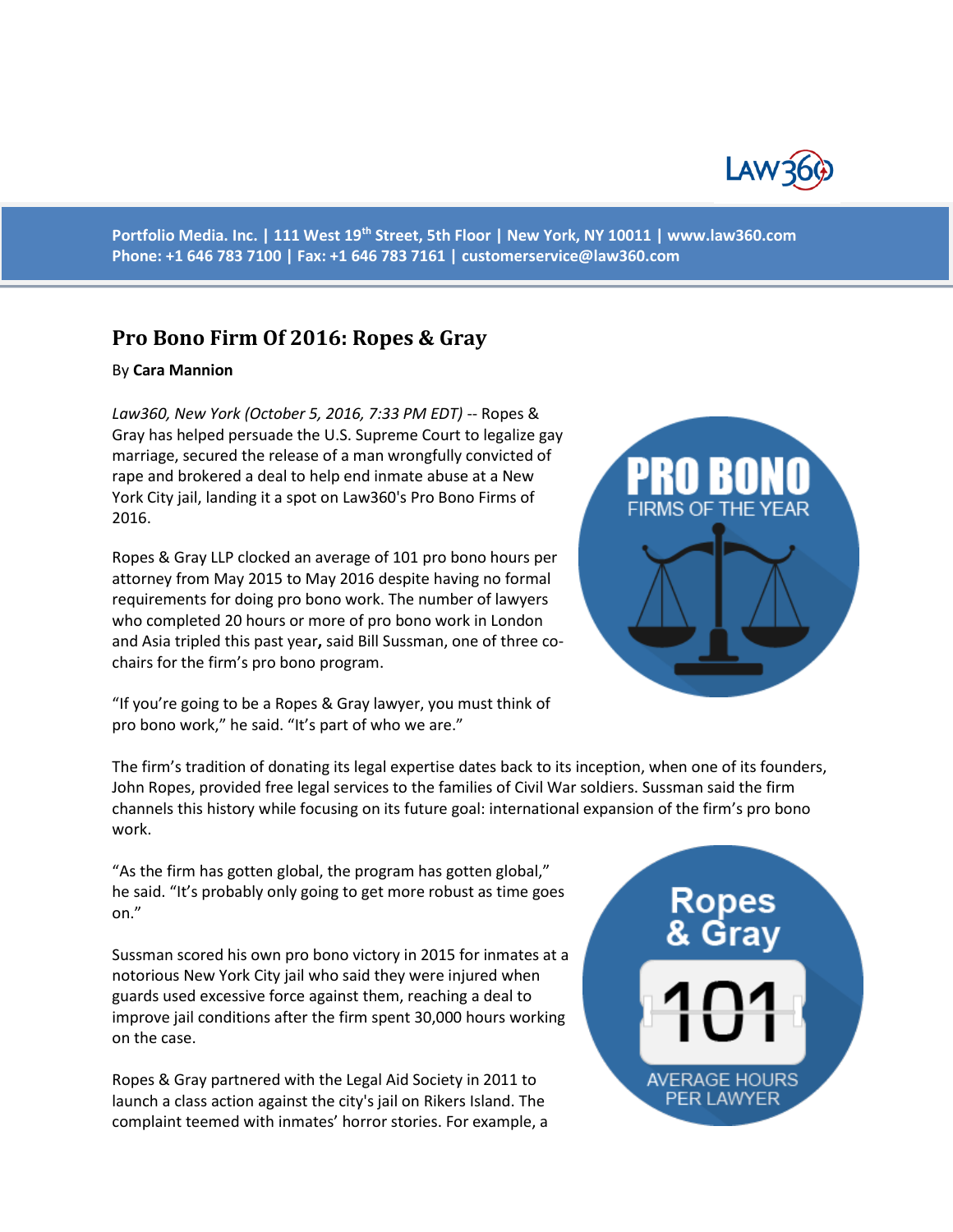Portfolio Media. Inc. | 111 West 19th Street, 5th Floor | New York, NY 10011 | www.law360.com
Phone: +1 646 783 7100 | Fax: +1 646 783 7161 | customerservice@law360.com

# Pro Bono Firm Of 2016: Ropes & Gray

By **Cara Mannion**

*Law360, New York (October 5, 2016, 7:33 PM EDT)* -- Ropes & Gray has helped persuade the U.S. Supreme Court to legalize gay marriage, secured the release of a man wrongfully convicted of rape and brokered a deal to help end inmate abuse at a New York City jail, landing it a spot on Law360's Pro Bono Firms of 2016.

Ropes & Gray LLP clocked an average of 101 pro bono hours per attorney from May 2015 to May 2016 despite having no formal requirements for doing pro bono work. The number of lawyers who completed 20 hours or more of pro bono work in London and Asia tripled this past year**,** said Bill Sussman, one of three co-chairs for the firm's pro bono program.

"If you're going to be a Ropes & Gray lawyer, you must think of pro bono work," he said. "It's part of who we are."

The firm's tradition of donating its legal expertise dates back to its inception, when one of its founders, John Ropes, provided free legal services to the families of Civil War soldiers. Sussman said the firm channels this history while focusing on its future goal: international expansion of the firm's pro bono work.

"As the firm has gotten global, the program has gotten global," he said. "It's probably only going to get more robust as time goes on."

Sussman scored his own pro bono victory in 2015 for inmates at a notorious New York City jail who said they were injured when guards used excessive force against them, reaching a deal to improve jail conditions after the firm spent 30,000 hours working on the case.

Ropes & Gray partnered with the Legal Aid Society in 2011 to launch a class action against the city's jail on Rikers Island. The complaint teemed with inmates' horror stories. For example, a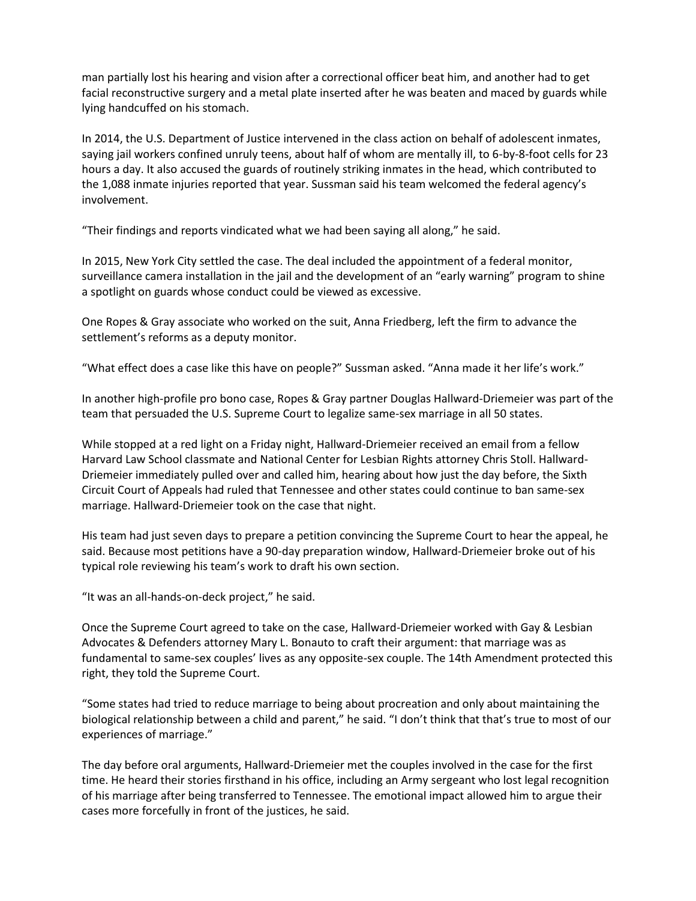man partially lost his hearing and vision after a correctional officer beat him, and another had to get facial reconstructive surgery and a metal plate inserted after he was beaten and maced by guards while lying handcuffed on his stomach.

In 2014, the U.S. Department of Justice intervened in the class action on behalf of adolescent inmates, saying jail workers confined unruly teens, about half of whom are mentally ill, to 6-by-8-foot cells for 23 hours a day. It also accused the guards of routinely striking inmates in the head, which contributed to the 1,088 inmate injuries reported that year. Sussman said his team welcomed the federal agency's involvement.

"Their findings and reports vindicated what we had been saying all along," he said.

In 2015, New York City settled the case. The deal included the appointment of a federal monitor, surveillance camera installation in the jail and the development of an "early warning" program to shine a spotlight on guards whose conduct could be viewed as excessive.

One Ropes & Gray associate who worked on the suit, Anna Friedberg, left the firm to advance the settlement's reforms as a deputy monitor.

"What effect does a case like this have on people?" Sussman asked. "Anna made it her life's work."

In another high-profile pro bono case, Ropes & Gray partner Douglas Hallward-Driemeier was part of the team that persuaded the U.S. Supreme Court to legalize same-sex marriage in all 50 states.

While stopped at a red light on a Friday night, Hallward-Driemeier received an email from a fellow Harvard Law School classmate and National Center for Lesbian Rights attorney Chris Stoll. Hallward-Driemeier immediately pulled over and called him, hearing about how just the day before, the Sixth Circuit Court of Appeals had ruled that Tennessee and other states could continue to ban same-sex marriage. Hallward-Driemeier took on the case that night.

His team had just seven days to prepare a petition convincing the Supreme Court to hear the appeal, he said. Because most petitions have a 90-day preparation window, Hallward-Driemeier broke out of his typical role reviewing his team's work to draft his own section.

"It was an all-hands-on-deck project," he said.

Once the Supreme Court agreed to take on the case, Hallward-Driemeier worked with Gay & Lesbian Advocates & Defenders attorney Mary L. Bonauto to craft their argument: that marriage was as fundamental to same-sex couples' lives as any opposite-sex couple. The 14th Amendment protected this right, they told the Supreme Court.

"Some states had tried to reduce marriage to being about procreation and only about maintaining the biological relationship between a child and parent," he said. "I don't think that that's true to most of our experiences of marriage."

The day before oral arguments, Hallward-Driemeier met the couples involved in the case for the first time. He heard their stories firsthand in his office, including an Army sergeant who lost legal recognition of his marriage after being transferred to Tennessee. The emotional impact allowed him to argue their cases more forcefully in front of the justices, he said.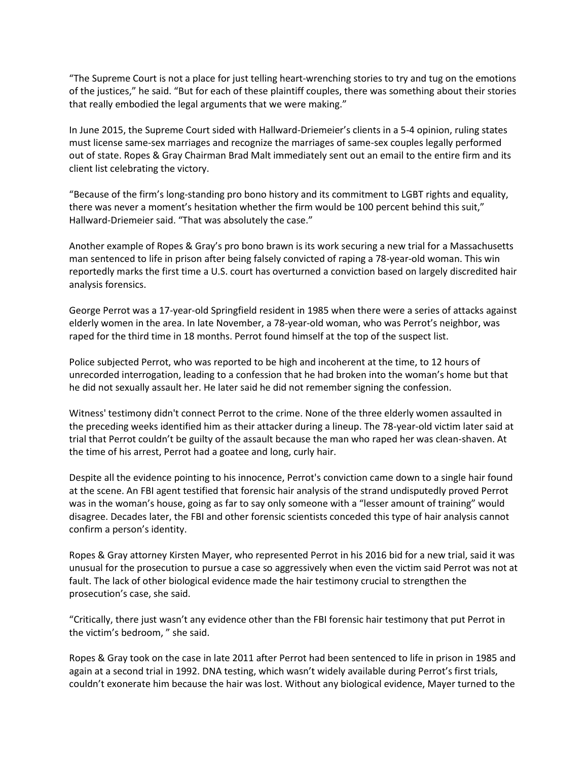"The Supreme Court is not a place for just telling heart-wrenching stories to try and tug on the emotions of the justices," he said. "But for each of these plaintiff couples, there was something about their stories that really embodied the legal arguments that we were making."

In June 2015, the Supreme Court sided with Hallward-Driemeier's clients in a 5-4 opinion, ruling states must license same-sex marriages and recognize the marriages of same-sex couples legally performed out of state. Ropes & Gray Chairman Brad Malt immediately sent out an email to the entire firm and its client list celebrating the victory.

"Because of the firm's long-standing pro bono history and its commitment to LGBT rights and equality, there was never a moment's hesitation whether the firm would be 100 percent behind this suit," Hallward-Driemeier said. "That was absolutely the case."

Another example of Ropes & Gray's pro bono brawn is its work securing a new trial for a Massachusetts man sentenced to life in prison after being falsely convicted of raping a 78-year-old woman. This win reportedly marks the first time a U.S. court has overturned a conviction based on largely discredited hair analysis forensics.

George Perrot was a 17-year-old Springfield resident in 1985 when there were a series of attacks against elderly women in the area. In late November, a 78-year-old woman, who was Perrot's neighbor, was raped for the third time in 18 months. Perrot found himself at the top of the suspect list.

Police subjected Perrot, who was reported to be high and incoherent at the time, to 12 hours of unrecorded interrogation, leading to a confession that he had broken into the woman's home but that he did not sexually assault her. He later said he did not remember signing the confession.

Witness' testimony didn't connect Perrot to the crime. None of the three elderly women assaulted in the preceding weeks identified him as their attacker during a lineup. The 78-year-old victim later said at trial that Perrot couldn't be guilty of the assault because the man who raped her was clean-shaven. At the time of his arrest, Perrot had a goatee and long, curly hair.

Despite all the evidence pointing to his innocence, Perrot's conviction came down to a single hair found at the scene. An FBI agent testified that forensic hair analysis of the strand undisputedly proved Perrot was in the woman's house, going as far to say only someone with a "lesser amount of training" would disagree. Decades later, the FBI and other forensic scientists conceded this type of hair analysis cannot confirm a person's identity.

Ropes & Gray attorney Kirsten Mayer, who represented Perrot in his 2016 bid for a new trial, said it was unusual for the prosecution to pursue a case so aggressively when even the victim said Perrot was not at fault. The lack of other biological evidence made the hair testimony crucial to strengthen the prosecution's case, she said.

"Critically, there just wasn't any evidence other than the FBI forensic hair testimony that put Perrot in the victim's bedroom, " she said.

Ropes & Gray took on the case in late 2011 after Perrot had been sentenced to life in prison in 1985 and again at a second trial in 1992. DNA testing, which wasn't widely available during Perrot's first trials, couldn't exonerate him because the hair was lost. Without any biological evidence, Mayer turned to the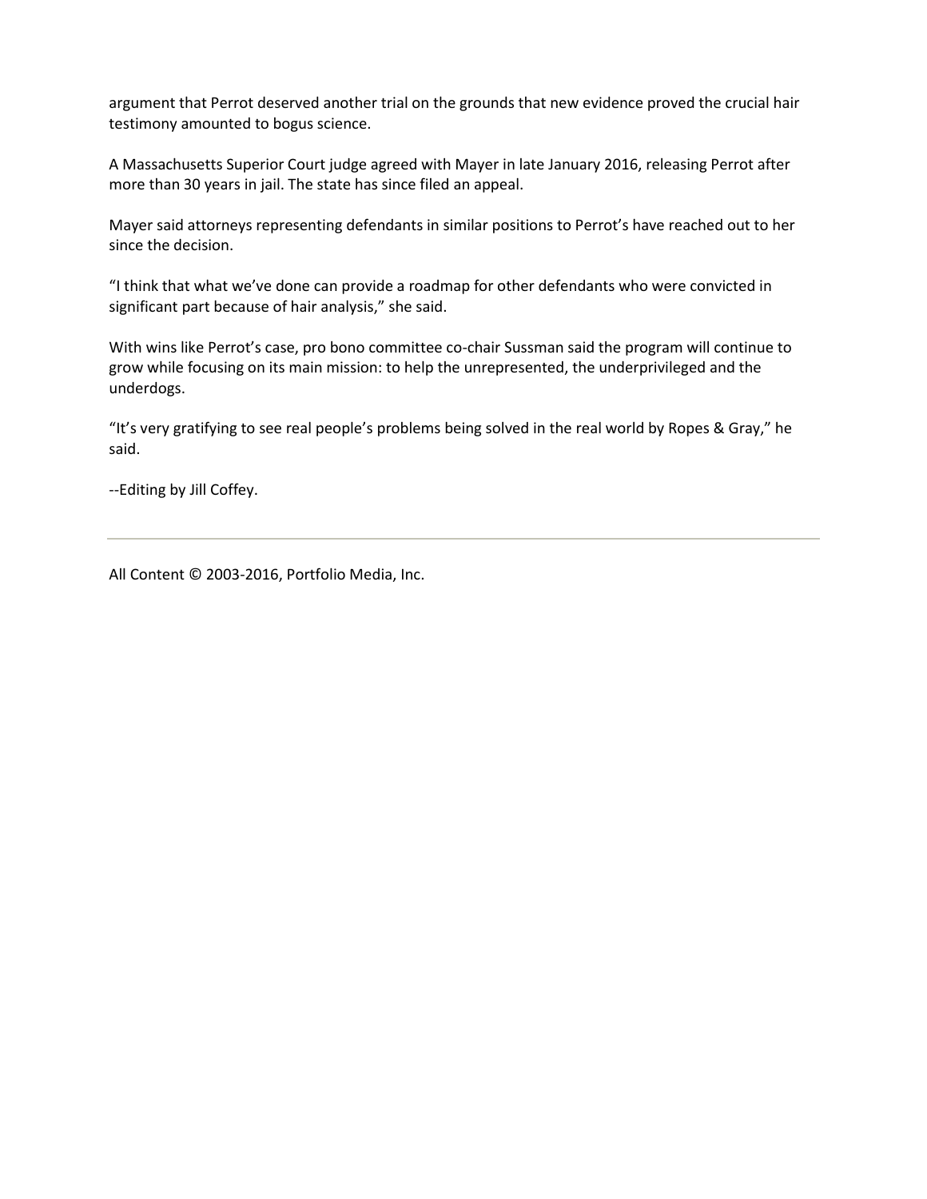argument that Perrot deserved another trial on the grounds that new evidence proved the crucial hair testimony amounted to bogus science.

A Massachusetts Superior Court judge agreed with Mayer in late January 2016, releasing Perrot after more than 30 years in jail. The state has since filed an appeal.

Mayer said attorneys representing defendants in similar positions to Perrot's have reached out to her since the decision.

"I think that what we've done can provide a roadmap for other defendants who were convicted in significant part because of hair analysis," she said.

With wins like Perrot's case, pro bono committee co-chair Sussman said the program will continue to grow while focusing on its main mission: to help the unrepresented, the underprivileged and the underdogs.

"It's very gratifying to see real people's problems being solved in the real world by Ropes & Gray," he said.

--Editing by Jill Coffey.

---

All Content © 2003-2016, Portfolio Media, Inc.